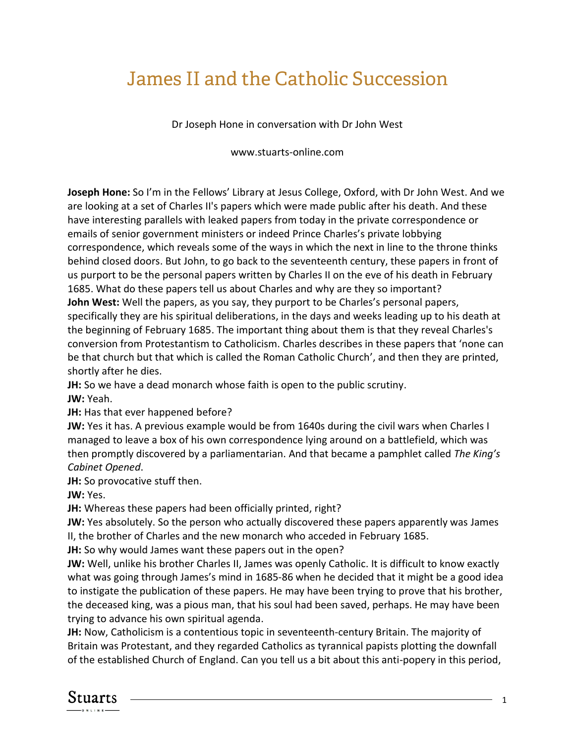# James II and the Catholic Succession

Dr Joseph Hone in conversation with Dr John West

www.stuarts-online.com

**Joseph Hone:** So I'm in the Fellows' Library at Jesus College, Oxford, with Dr John West. And we are looking at a set of Charles II's papers which were made public after his death. And these have interesting parallels with leaked papers from today in the private correspondence or emails of senior government ministers or indeed Prince Charles's private lobbying correspondence, which reveals some of the ways in which the next in line to the throne thinks behind closed doors. But John, to go back to the seventeenth century, these papers in front of us purport to be the personal papers written by Charles II on the eve of his death in February 1685. What do these papers tell us about Charles and why are they so important?

**John West:** Well the papers, as you say, they purport to be Charles's personal papers, specifically they are his spiritual deliberations, in the days and weeks leading up to his death at the beginning of February 1685. The important thing about them is that they reveal Charles's conversion from Protestantism to Catholicism. Charles describes in these papers that 'none can be that church but that which is called the Roman Catholic Church', and then they are printed, shortly after he dies.

**JH:** So we have a dead monarch whose faith is open to the public scrutiny.

**JW:** Yeah.

**JH:** Has that ever happened before?

**JW:** Yes it has. A previous example would be from 1640s during the civil wars when Charles I managed to leave a box of his own correspondence lying around on a battlefield, which was then promptly discovered by a parliamentarian. And that became a pamphlet called *The King's Cabinet Opened*.

**JH:** So provocative stuff then.

**JW:** Yes.

**JH:** Whereas these papers had been officially printed, right?

**JW:** Yes absolutely. So the person who actually discovered these papers apparently was James II, the brother of Charles and the new monarch who acceded in February 1685.

**JH:** So why would James want these papers out in the open?

**JW:** Well, unlike his brother Charles II, James was openly Catholic. It is difficult to know exactly what was going through James's mind in 1685-86 when he decided that it might be a good idea to instigate the publication of these papers. He may have been trying to prove that his brother, the deceased king, was a pious man, that his soul had been saved, perhaps. He may have been trying to advance his own spiritual agenda.

**JH:** Now, Catholicism is a contentious topic in seventeenth-century Britain. The majority of Britain was Protestant, and they regarded Catholics as tyrannical papists plotting the downfall of the established Church of England. Can you tell us a bit about this anti-popery in this period,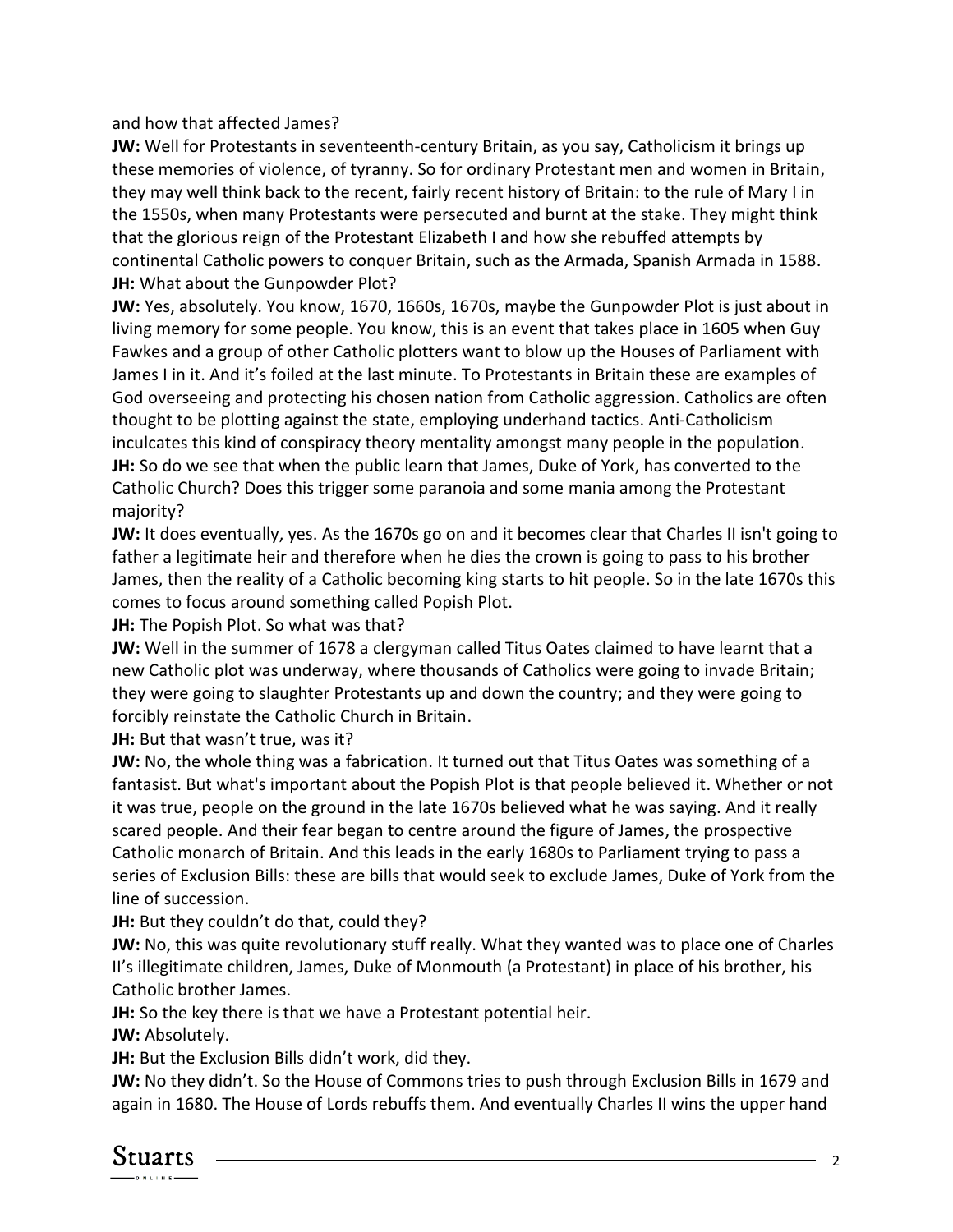and how that affected James?

**JW:** Well for Protestants in seventeenth-century Britain, as you say, Catholicism it brings up these memories of violence, of tyranny. So for ordinary Protestant men and women in Britain, they may well think back to the recent, fairly recent history of Britain: to the rule of Mary I in the 1550s, when many Protestants were persecuted and burnt at the stake. They might think that the glorious reign of the Protestant Elizabeth I and how she rebuffed attempts by continental Catholic powers to conquer Britain, such as the Armada, Spanish Armada in 1588.

**JH:** What about the Gunpowder Plot?

**JW:** Yes, absolutely. You know, 1670, 1660s, 1670s, maybe the Gunpowder Plot is just about in living memory for some people. You know, this is an event that takes place in 1605 when Guy Fawkes and a group of other Catholic plotters want to blow up the Houses of Parliament with James I in it. And it's foiled at the last minute. To Protestants in Britain these are examples of God overseeing and protecting his chosen nation from Catholic aggression. Catholics are often thought to be plotting against the state, employing underhand tactics. Anti-Catholicism inculcates this kind of conspiracy theory mentality amongst many people in the population.

**JH:** So do we see that when the public learn that James, Duke of York, has converted to the Catholic Church? Does this trigger some paranoia and some mania among the Protestant majority?

**JW:** It does eventually, yes. As the 1670s go on and it becomes clear that Charles II isn't going to father a legitimate heir and therefore when he dies the crown is going to pass to his brother James, then the reality of a Catholic becoming king starts to hit people. So in the late 1670s this comes to focus around something called Popish Plot.

**JH:** The Popish Plot. So what was that?

**JW:** Well in the summer of 1678 a clergyman called Titus Oates claimed to have learnt that a new Catholic plot was underway, where thousands of Catholics were going to invade Britain; they were going to slaughter Protestants up and down the country; and they were going to forcibly reinstate the Catholic Church in Britain.

**JH:** But that wasn't true, was it?

**JW:** No, the whole thing was a fabrication. It turned out that Titus Oates was something of a fantasist. But what's important about the Popish Plot is that people believed it. Whether or not it was true, people on the ground in the late 1670s believed what he was saying. And it really scared people. And their fear began to centre around the figure of James, the prospective Catholic monarch of Britain. And this leads in the early 1680s to Parliament trying to pass a series of Exclusion Bills: these are bills that would seek to exclude James, Duke of York from the line of succession.

**JH:** But they couldn't do that, could they?

**JW:** No, this was quite revolutionary stuff really. What they wanted was to place one of Charles II's illegitimate children, James, Duke of Monmouth (a Protestant) in place of his brother, his Catholic brother James.

**JH:** So the key there is that we have a Protestant potential heir.

**JW:** Absolutely.

**JH:** But the Exclusion Bills didn't work, did they.

**JW:** No they didn't. So the House of Commons tries to push through Exclusion Bills in 1679 and again in 1680. The House of Lords rebuffs them. And eventually Charles II wins the upper hand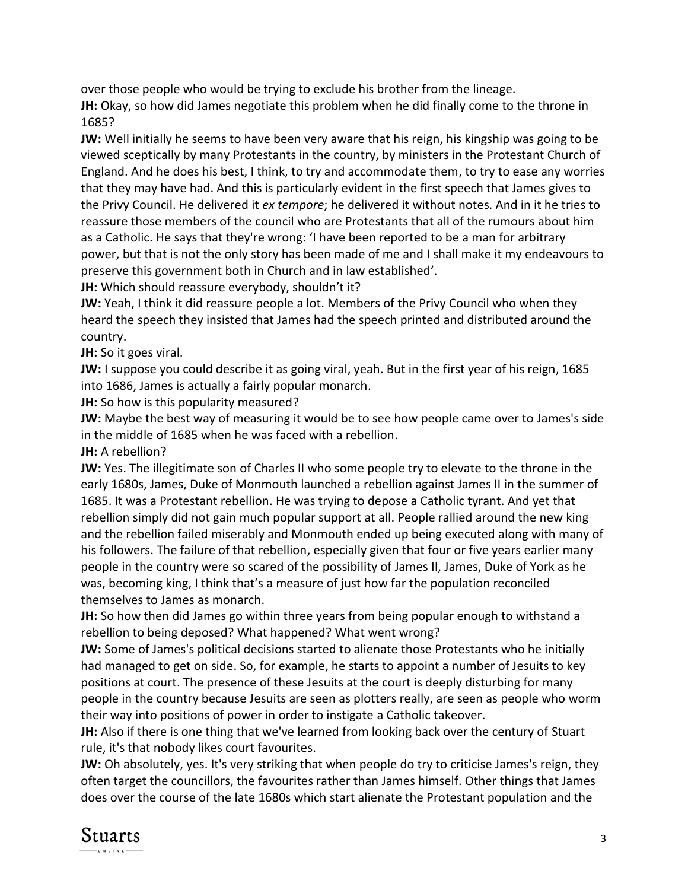over those people who would be trying to exclude his brother from the lineage.

**JH:** Okay, so how did James negotiate this problem when he did finally come to the throne in 1685?

**JW:** Well initially he seems to have been very aware that his reign, his kingship was going to be viewed sceptically by many Protestants in the country, by ministers in the Protestant Church of England. And he does his best, I think, to try and accommodate them, to try to ease any worries that they may have had. And this is particularly evident in the first speech that James gives to the Privy Council. He delivered it *ex tempore*; he delivered it without notes. And in it he tries to reassure those members of the council who are Protestants that all of the rumours about him as a Catholic. He says that they're wrong: 'I have been reported to be a man for arbitrary power, but that is not the only story has been made of me and I shall make it my endeavours to preserve this government both in Church and in law established'.

**JH:** Which should reassure everybody, shouldn't it?

**JW:** Yeah, I think it did reassure people a lot. Members of the Privy Council who when they heard the speech they insisted that James had the speech printed and distributed around the country.

**JH:** So it goes viral.

**JW:** I suppose you could describe it as going viral, yeah. But in the first year of his reign, 1685 into 1686, James is actually a fairly popular monarch.

**JH:** So how is this popularity measured?

**JW:** Maybe the best way of measuring it would be to see how people came over to James's side in the middle of 1685 when he was faced with a rebellion.

**JH:** A rebellion?

**JW:** Yes. The illegitimate son of Charles II who some people try to elevate to the throne in the early 1680s, James, Duke of Monmouth launched a rebellion against James II in the summer of 1685. It was a Protestant rebellion. He was trying to depose a Catholic tyrant. And yet that rebellion simply did not gain much popular support at all. People rallied around the new king and the rebellion failed miserably and Monmouth ended up being executed along with many of his followers. The failure of that rebellion, especially given that four or five years earlier many people in the country were so scared of the possibility of James II, James, Duke of York as he was, becoming king, I think that's a measure of just how far the population reconciled themselves to James as monarch.

**JH:** So how then did James go within three years from being popular enough to withstand a rebellion to being deposed? What happened? What went wrong?

**JW:** Some of James's political decisions started to alienate those Protestants who he initially had managed to get on side. So, for example, he starts to appoint a number of Jesuits to key positions at court. The presence of these Jesuits at the court is deeply disturbing for many people in the country because Jesuits are seen as plotters really, are seen as people who worm their way into positions of power in order to instigate a Catholic takeover.

**JH:** Also if there is one thing that we've learned from looking back over the century of Stuart rule, it's that nobody likes court favourites.

**JW:** Oh absolutely, yes. It's very striking that when people do try to criticise James's reign, they often target the councillors, the favourites rather than James himself. Other things that James does over the course of the late 1680s which start alienate the Protestant population and the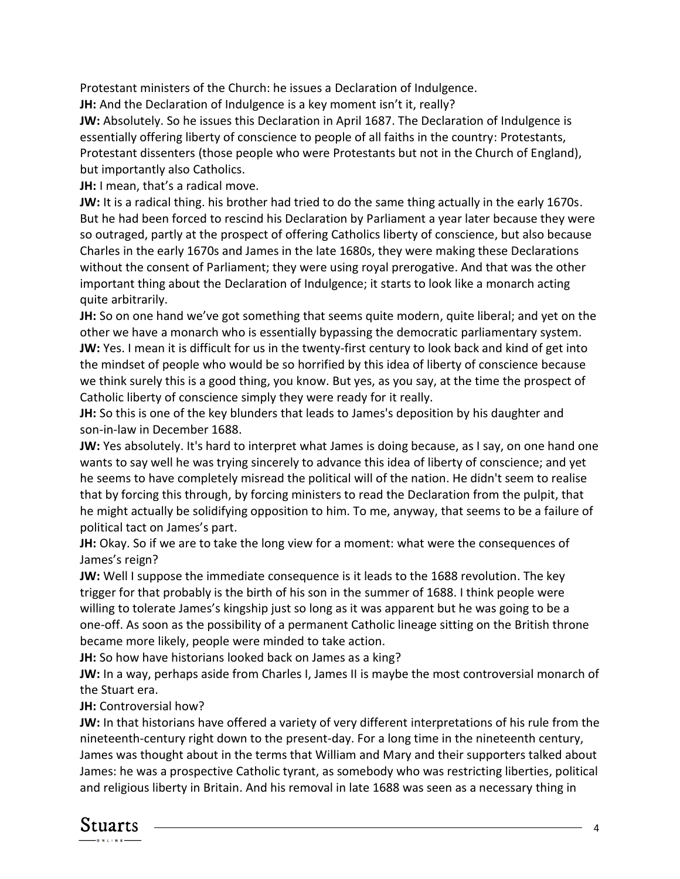Protestant ministers of the Church: he issues a Declaration of Indulgence.

**JH:** And the Declaration of Indulgence is a key moment isn't it, really?

**JW:** Absolutely. So he issues this Declaration in April 1687. The Declaration of Indulgence is essentially offering liberty of conscience to people of all faiths in the country: Protestants, Protestant dissenters (those people who were Protestants but not in the Church of England), but importantly also Catholics.

**JH:** I mean, that's a radical move.

**JW:** It is a radical thing. his brother had tried to do the same thing actually in the early 1670s. But he had been forced to rescind his Declaration by Parliament a year later because they were so outraged, partly at the prospect of offering Catholics liberty of conscience, but also because Charles in the early 1670s and James in the late 1680s, they were making these Declarations without the consent of Parliament; they were using royal prerogative. And that was the other important thing about the Declaration of Indulgence; it starts to look like a monarch acting quite arbitrarily.

**JH:** So on one hand we've got something that seems quite modern, quite liberal; and yet on the other we have a monarch who is essentially bypassing the democratic parliamentary system.

**JW:** Yes. I mean it is difficult for us in the twenty-first century to look back and kind of get into the mindset of people who would be so horrified by this idea of liberty of conscience because we think surely this is a good thing, you know. But yes, as you say, at the time the prospect of Catholic liberty of conscience simply they were ready for it really.

**JH:** So this is one of the key blunders that leads to James's deposition by his daughter and son-in-law in December 1688.

**JW:** Yes absolutely. It's hard to interpret what James is doing because, as I say, on one hand one wants to say well he was trying sincerely to advance this idea of liberty of conscience; and yet he seems to have completely misread the political will of the nation. He didn't seem to realise that by forcing this through, by forcing ministers to read the Declaration from the pulpit, that he might actually be solidifying opposition to him. To me, anyway, that seems to be a failure of political tact on James's part.

**JH:** Okay. So if we are to take the long view for a moment: what were the consequences of James's reign?

**JW:** Well I suppose the immediate consequence is it leads to the 1688 revolution. The key trigger for that probably is the birth of his son in the summer of 1688. I think people were willing to tolerate James's kingship just so long as it was apparent but he was going to be a one-off. As soon as the possibility of a permanent Catholic lineage sitting on the British throne became more likely, people were minded to take action.

**JH:** So how have historians looked back on James as a king?

**JW:** In a way, perhaps aside from Charles I, James II is maybe the most controversial monarch of the Stuart era.

**JH:** Controversial how?

**JW:** In that historians have offered a variety of very different interpretations of his rule from the nineteenth-century right down to the present-day. For a long time in the nineteenth century, James was thought about in the terms that William and Mary and their supporters talked about James: he was a prospective Catholic tyrant, as somebody who was restricting liberties, political and religious liberty in Britain. And his removal in late 1688 was seen as a necessary thing in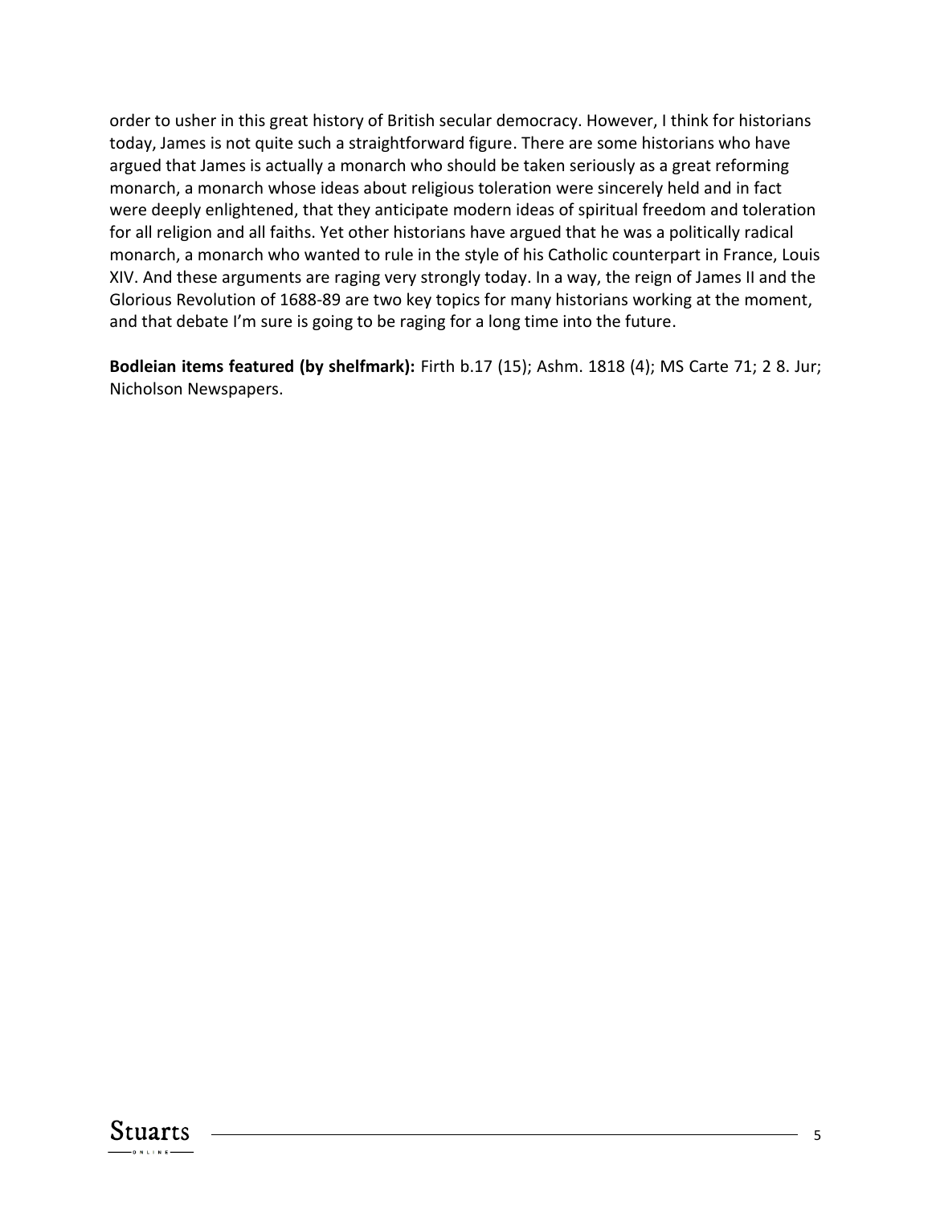order to usher in this great history of British secular democracy. However, I think for historians today, James is not quite such a straightforward figure. There are some historians who have argued that James is actually a monarch who should be taken seriously as a great reforming monarch, a monarch whose ideas about religious toleration were sincerely held and in fact were deeply enlightened, that they anticipate modern ideas of spiritual freedom and toleration for all religion and all faiths. Yet other historians have argued that he was a politically radical monarch, a monarch who wanted to rule in the style of his Catholic counterpart in France, Louis XIV. And these arguments are raging very strongly today. In a way, the reign of James II and the Glorious Revolution of 1688-89 are two key topics for many historians working at the moment, and that debate I'm sure is going to be raging for a long time into the future.

**Bodleian items featured (by shelfmark):** Firth b.17 (15); Ashm. 1818 (4); MS Carte 71; 2 8. Jur; Nicholson Newspapers.